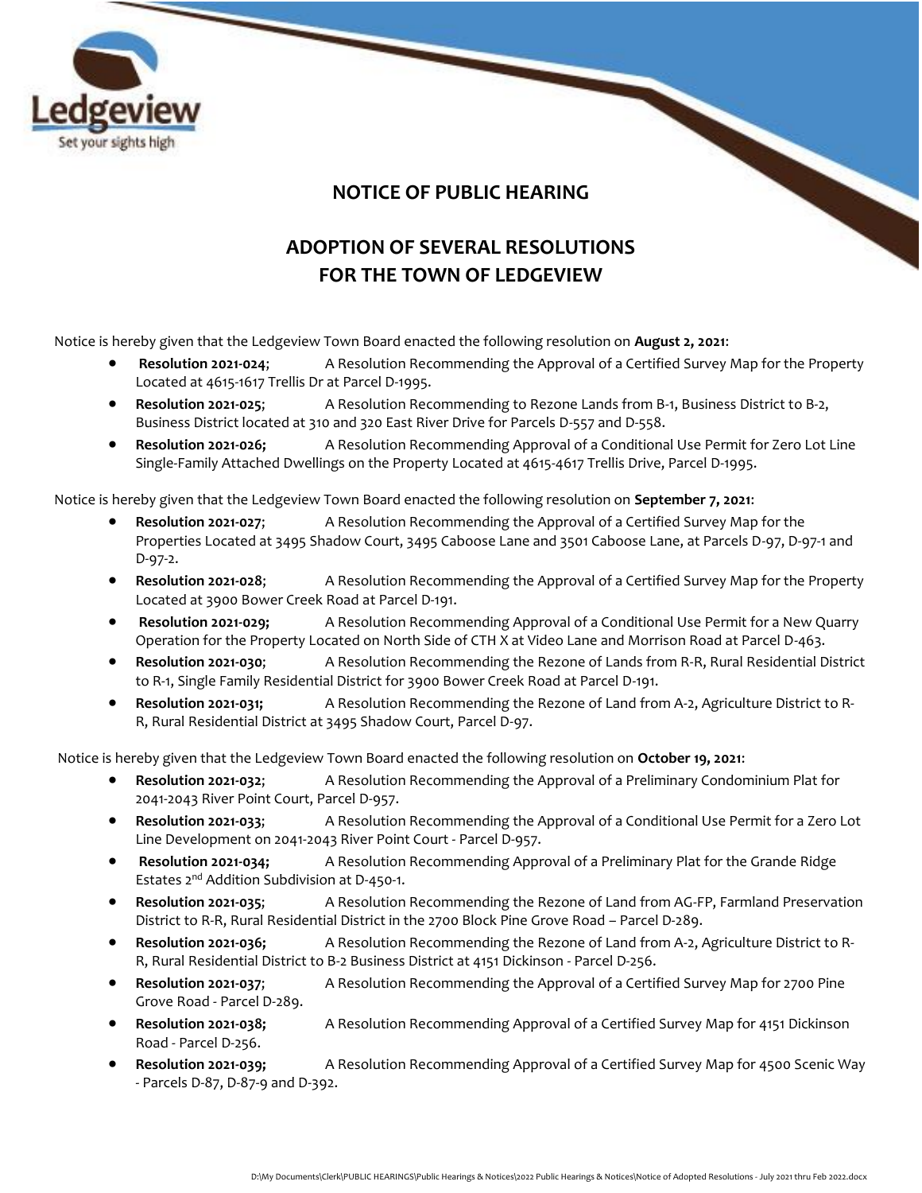# NOTICE OF PUBLIC HEARING

## ADOPTION OF SEVERAL RESOLUTIONS FOR THE TOWN OF LEDGEVIEW

Notice is hereby given that the Ledgeview Town Board enacted the following resolution on **August 2, 2021**:

- **Resolution 2021-024**; A Resolution Recommending the Approval of a Certified Survey Map for the Property Located at 4615-1617 Trellis Dr at Parcel D-1995.
- **Resolution 2021-025**; A Resolution Recommending to Rezone Lands from B-1, Business District to B-2, Business District located at 310 and 320 East River Drive for Parcels D-557 and D-558.
- **Resolution 2021-026;** A Resolution Recommending Approval of a Conditional Use Permit for Zero Lot Line Single-Family Attached Dwellings on the Property Located at 4615-4617 Trellis Drive, Parcel D-1995.

Notice is hereby given that the Ledgeview Town Board enacted the following resolution on **September 7, 2021**:

- **Resolution 2021-027**; A Resolution Recommending the Approval of a Certified Survey Map for the Properties Located at 3495 Shadow Court, 3495 Caboose Lane and 3501 Caboose Lane, at Parcels D-97, D-97-1 and D-97-2.
- **Resolution 2021-028**; A Resolution Recommending the Approval of a Certified Survey Map for the Property Located at 3900 Bower Creek Road at Parcel D-191.
- **Resolution 2021-029;** A Resolution Recommending Approval of a Conditional Use Permit for a New Quarry Operation for the Property Located on North Side of CTH X at Video Lane and Morrison Road at Parcel D-463.
- **Resolution 2021-030**; A Resolution Recommending the Rezone of Lands from R-R, Rural Residential District to R-1, Single Family Residential District for 3900 Bower Creek Road at Parcel D-191.
- **Resolution 2021-031;** A Resolution Recommending the Rezone of Land from A-2, Agriculture District to R-R, Rural Residential District at 3495 Shadow Court, Parcel D-97.

Notice is hereby given that the Ledgeview Town Board enacted the following resolution on **October 19, 2021**:

- **Resolution 2021-032**; A Resolution Recommending the Approval of a Preliminary Condominium Plat for 2041-2043 River Point Court, Parcel D-957.
- **Resolution 2021-033**; A Resolution Recommending the Approval of a Conditional Use Permit for a Zero Lot Line Development on 2041-2043 River Point Court - Parcel D-957.
- **Resolution 2021-034;** A Resolution Recommending Approval of a Preliminary Plat for the Grande Ridge Estates 2nd Addition Subdivision at D-450-1.
- **Resolution 2021-035**; A Resolution Recommending the Rezone of Land from AG-FP, Farmland Preservation District to R-R, Rural Residential District in the 2700 Block Pine Grove Road – Parcel D-289.
- **Resolution 2021-036;** A Resolution Recommending the Rezone of Land from A-2, Agriculture District to R-R, Rural Residential District to B-2 Business District at 4151 Dickinson - Parcel D-256.
- **Resolution 2021-037**; A Resolution Recommending the Approval of a Certified Survey Map for 2700 Pine Grove Road - Parcel D-289.
- **Resolution 2021-038;** A Resolution Recommending Approval of a Certified Survey Map for 4151 Dickinson Road - Parcel D-256.
- **Resolution 2021-039;** A Resolution Recommending Approval of a Certified Survey Map for 4500 Scenic Way - Parcels D-87, D-87-9 and D-392.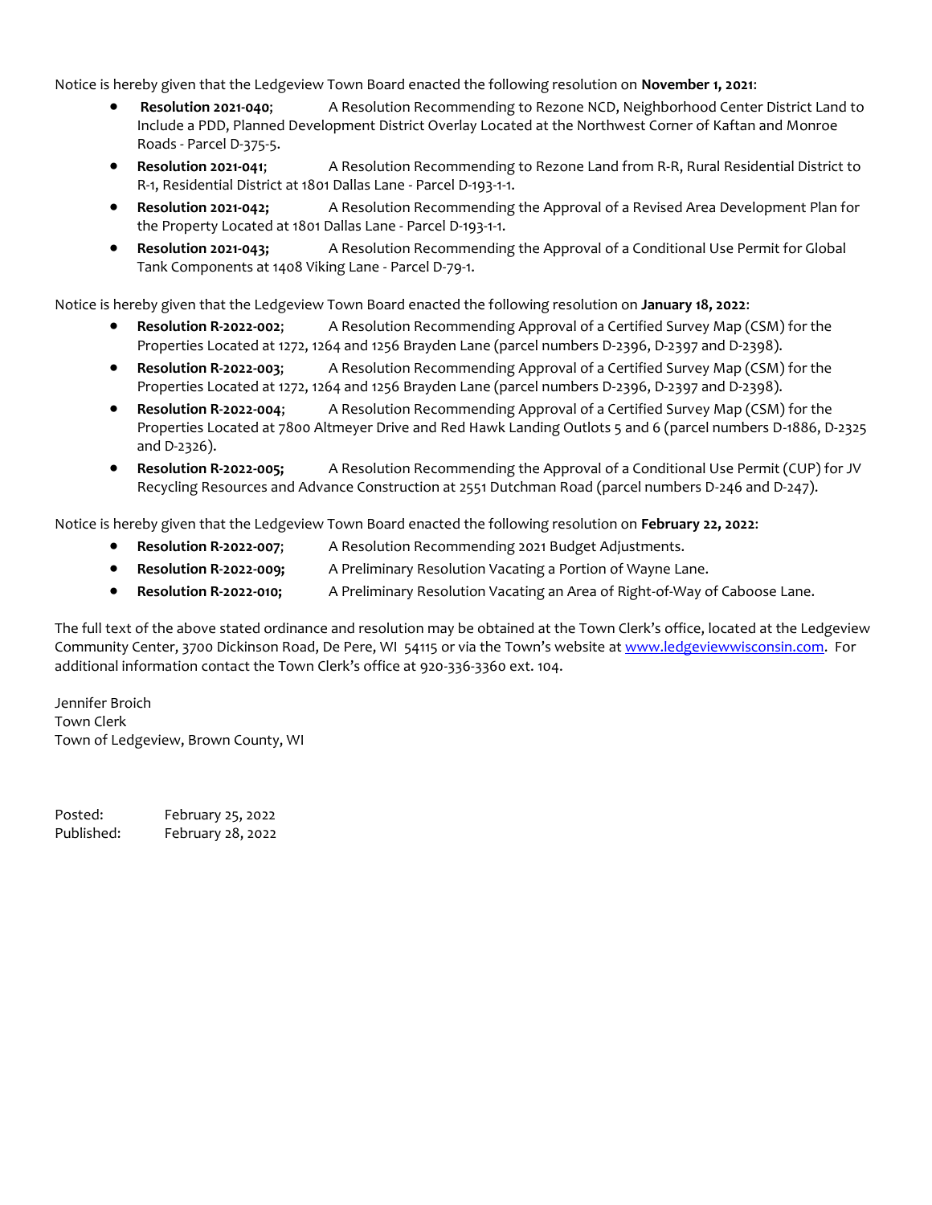Notice is hereby given that the Ledgeview Town Board enacted the following resolution on **November 1, 2021**:

- **Resolution 2021-040**; A Resolution Recommending to Rezone NCD, Neighborhood Center District Land to Include a PDD, Planned Development District Overlay Located at the Northwest Corner of Kaftan and Monroe Roads - Parcel D-375-5.
- **Resolution 2021-041**; A Resolution Recommending to Rezone Land from R-R, Rural Residential District to R-1, Residential District at 1801 Dallas Lane - Parcel D-193-1-1.
- **Resolution 2021-042;** A Resolution Recommending the Approval of a Revised Area Development Plan for the Property Located at 1801 Dallas Lane - Parcel D-193-1-1.
- **Resolution 2021-043;** A Resolution Recommending the Approval of a Conditional Use Permit for Global Tank Components at 1408 Viking Lane - Parcel D-79-1.

Notice is hereby given that the Ledgeview Town Board enacted the following resolution on **January 18, 2022**:

- **Resolution R-2022-002**; A Resolution Recommending Approval of a Certified Survey Map (CSM) for the Properties Located at 1272, 1264 and 1256 Brayden Lane (parcel numbers D-2396, D-2397 and D-2398).
- **Resolution R-2022-003**; A Resolution Recommending Approval of a Certified Survey Map (CSM) for the Properties Located at 1272, 1264 and 1256 Brayden Lane (parcel numbers D-2396, D-2397 and D-2398).
- **Resolution R-2022-004**; A Resolution Recommending Approval of a Certified Survey Map (CSM) for the Properties Located at 7800 Altmeyer Drive and Red Hawk Landing Outlots 5 and 6 (parcel numbers D-1886, D-2325 and D-2326).
- **Resolution R-2022-005;** A Resolution Recommending the Approval of a Conditional Use Permit (CUP) for JV Recycling Resources and Advance Construction at 2551 Dutchman Road (parcel numbers D-246 and D-247).

Notice is hereby given that the Ledgeview Town Board enacted the following resolution on **February 22, 2022**:

- **Resolution R-2022-007**; A Resolution Recommending 2021 Budget Adjustments.
- **Resolution R-2022-009;** A Preliminary Resolution Vacating a Portion of Wayne Lane.
- **Resolution R-2022-010;** A Preliminary Resolution Vacating an Area of Right-of-Way of Caboose Lane.

The full text of the above stated ordinance and resolution may be obtained at the Town Clerk's office, located at the Ledgeview Community Center, 3700 Dickinson Road, De Pere, WI 54115 or via the Town's website at www.ledgeviewwisconsin.com. For additional information contact the Town Clerk's office at 920-336-3360 ext. 104.

Jennifer Broich
Town Clerk
Town of Ledgeview, Brown County, WI

Posted: February 25, 2022
Published: February 28, 2022